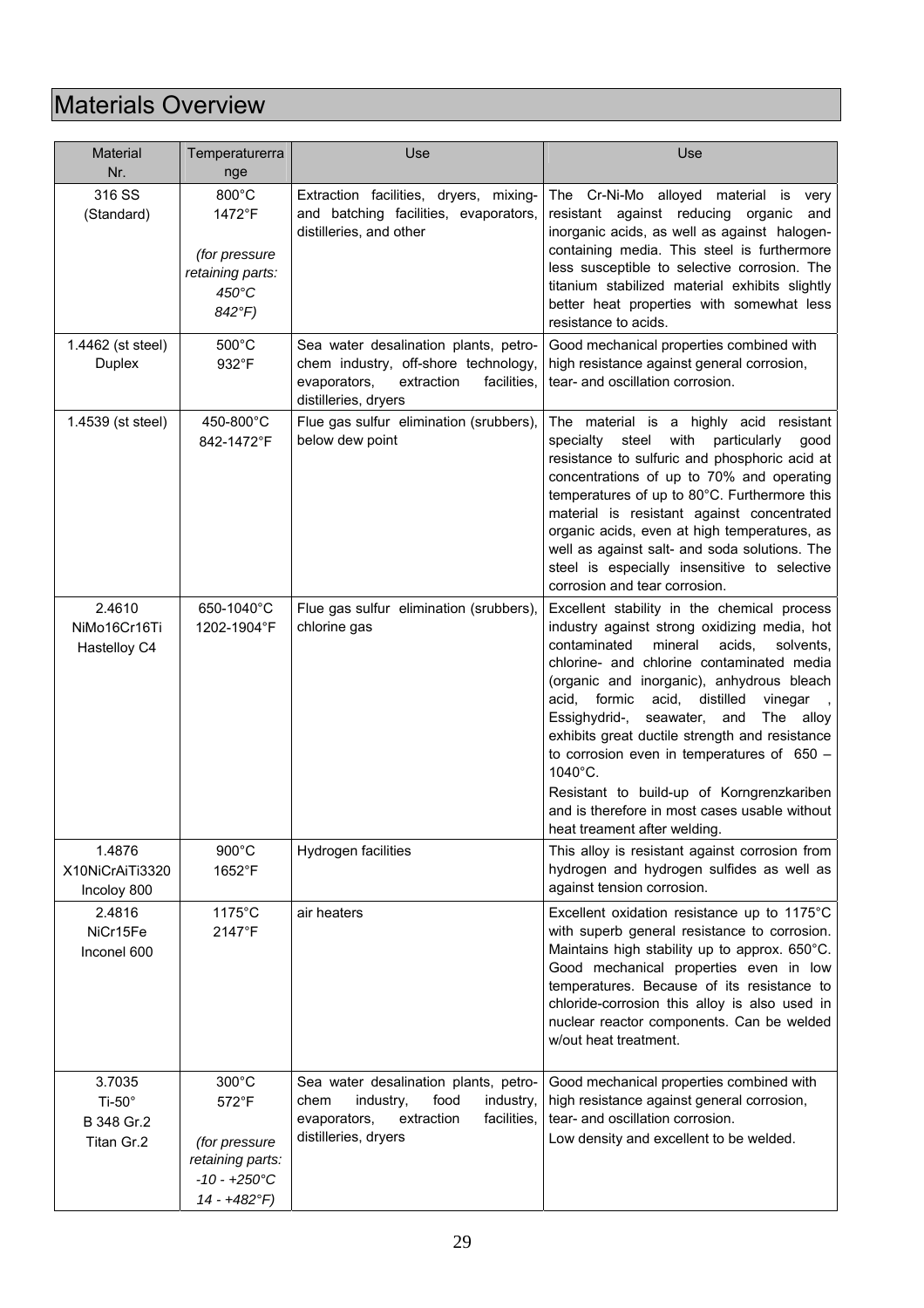# Materials Overview

| Material Nr. | Temperaturerrange | Use | Use |
|---|---|---|---|
| 316 SS (Standard) | 800°C 1472°F *(for pressure retaining parts: 450°C 842°F)* | Extraction facilities, dryers, mixing- and batching facilities, evaporators, distilleries, and other | The Cr-Ni-Mo alloyed material is very resistant against reducing organic and inorganic acids, as well as against halogen-containing media. This steel is furthermore less susceptible to selective corrosion. The titanium stabilized material exhibits slightly better heat properties with somewhat less resistance to acids. |
| 1.4462 (st steel) Duplex | 500°C 932°F | Sea water desalination plants, petro-chem industry, off-shore technology, evaporators, extraction facilities, distilleries, dryers | Good mechanical properties combined with high resistance against general corrosion, tear- and oscillation corrosion. |
| 1.4539 (st steel) | 450-800°C 842-1472°F | Flue gas sulfur elimination (srubbers), below dew point | The material is a highly acid resistant specialty steel with particularly good resistance to sulfuric and phosphoric acid at concentrations of up to 70% and operating temperatures of up to 80°C. Furthermore this material is resistant against concentrated organic acids, even at high temperatures, as well as against salt- and soda solutions. The steel is especially insensitive to selective corrosion and tear corrosion. |
| 2.4610 NiMo16Cr16Ti Hastelloy C4 | 650-1040°C 1202-1904°F | Flue gas sulfur elimination (scrubbers), chlorine gas | Excellent stability in the chemical process industry against strong oxidizing media, hot contaminated mineral acids, solvents, chlorine- and chlorine contaminated media (organic and inorganic), anhydrous bleach acid, formic acid, distilled vinegar , Essighydrid-, seawater, and The alloy exhibits great ductile strength and resistance to corrosion even in temperatures of 650 – 1040°C. Resistant to build-up of Korngrenzkariben and is therefore in most cases usable without heat treament after welding. |
| 1.4876 X10NiCrAiTi3320 Incoloy 800 | 900°C 1652°F | Hydrogen facilities | This alloy is resistant against corrosion from hydrogen and hydrogen sulfides as well as against tension corrosion. |
| 2.4816 NiCr15Fe Inconel 600 | 1175°C 2147°F | air heaters | Excellent oxidation resistance up to 1175°C with superb general resistance to corrosion. Maintains high stability up to approx. 650°C. Good mechanical properties even in low temperatures. Because of its resistance to chloride-corrosion this alloy is also used in nuclear reactor components. Can be welded w/out heat treatment. |
| 3.7035 Ti-50° B 348 Gr.2 Titan Gr.2 | 300°C 572°F *(for pressure retaining parts: -10 - +250°C 14 - +482°F)* | Sea water desalination plants, petro-chem industry, food industry, evaporators, extraction facilities, distilleries, dryers | Good mechanical properties combined with high resistance against general corrosion, tear- and oscillation corrosion. Low density and excellent to be welded. |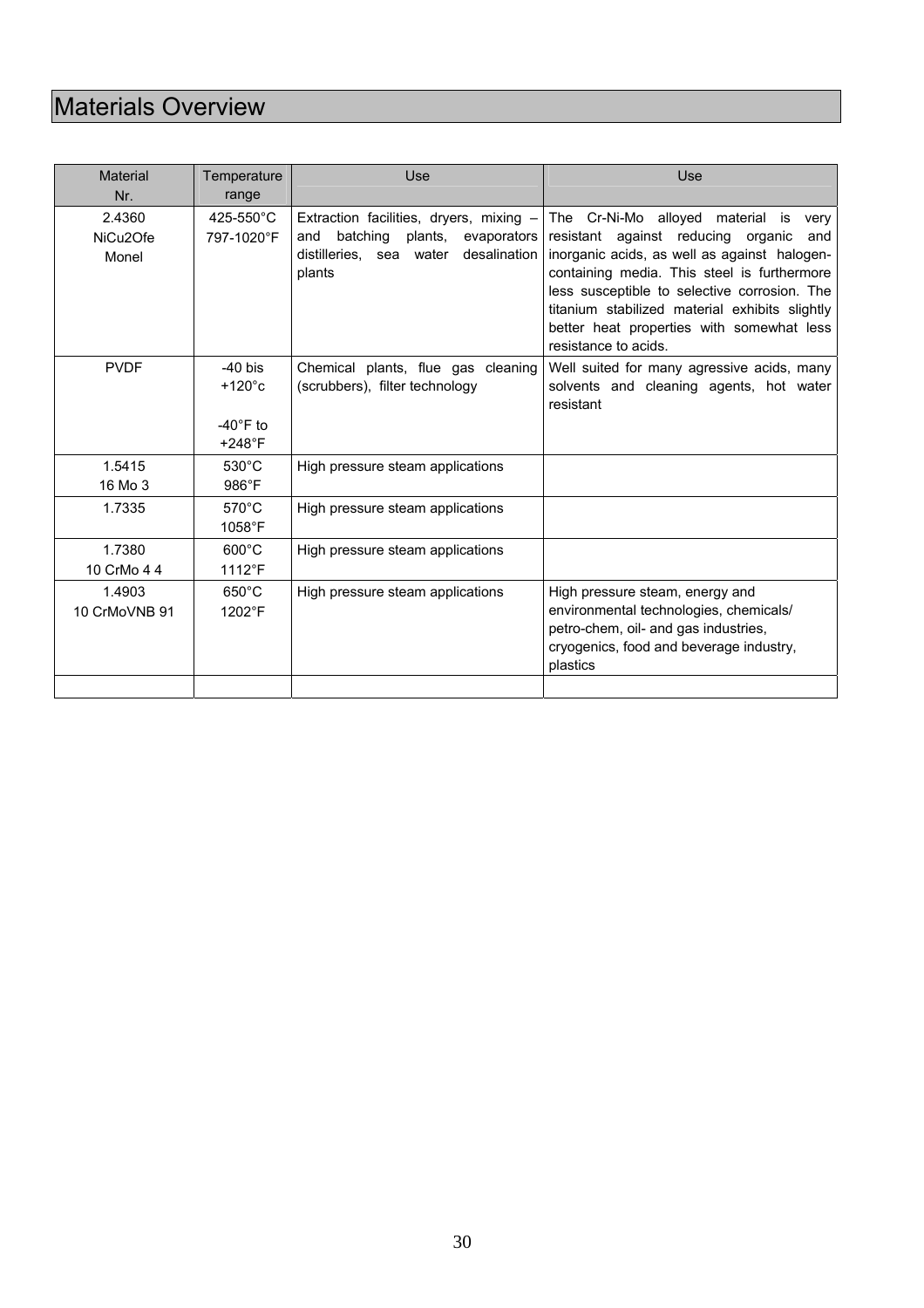# Materials Overview

| Material Nr. | Temperature range | Use | Use |
|---|---|---|---|
| 2.4360<br>NiCu2Ofe<br>Monel | 425-550°C<br>797-1020°F | Extraction facilities, dryers, mixing – and batching plants, evaporators distilleries, sea water desalination plants | The Cr-Ni-Mo alloyed material is very resistant against reducing organic and inorganic acids, as well as against halogen-containing media. This steel is furthermore less susceptible to selective corrosion. The titanium stabilized material exhibits slightly better heat properties with somewhat less resistance to acids. |
| PVDF | -40 bis<br>+120°c<br><br>-40°F to<br>+248°F | Chemical plants, flue gas cleaning (scrubbers), filter technology | Well suited for many agressive acids, many solvents and cleaning agents, hot water resistant |
| 1.5415<br>16 Mo 3 | 530°C<br>986°F | High pressure steam applications | |
| 1.7335 | 570°C<br>1058°F | High pressure steam applications | |
| 1.7380<br>10 CrMo 4 4 | 600°C<br>1112°F | High pressure steam applications | |
| 1.4903<br>10 CrMoVNB 91 | 650°C<br>1202°F | High pressure steam applications | High pressure steam, energy and environmental technologies, chemicals/ petro-chem, oil- and gas industries, cryogenics, food and beverage industry, plastics |
| | | | |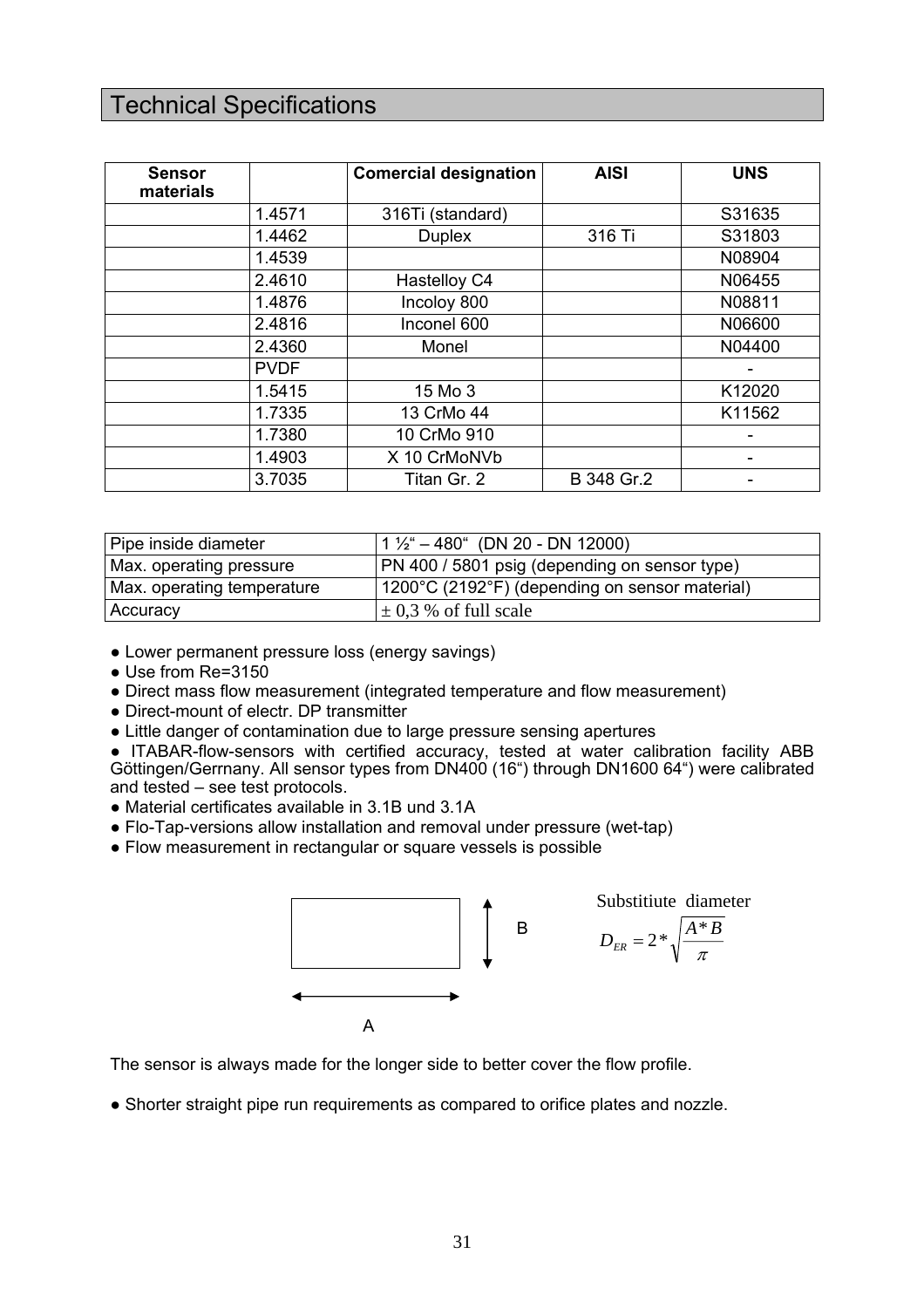## Technical Specifications

| Sensor materials | | Comercial designation | AISI | UNS |
|---|---|---|---|---|
| | 1.4571 | 316Ti (standard) | | S31635 |
| | 1.4462 | Duplex | 316 Ti | S31803 |
| | 1.4539 | | | N08904 |
| | 2.4610 | Hastelloy C4 | | N06455 |
| | 1.4876 | Incoloy 800 | | N08811 |
| | 2.4816 | Inconel 600 | | N06600 |
| | 2.4360 | Monel | | N04400 |
| | PVDF | | | - |
| | 1.5415 | 15 Mo 3 | | K12020 |
| | 1.7335 | 13 CrMo 44 | | K11562 |
| | 1.7380 | 10 CrMo 910 | | - |
| | 1.4903 | X 10 CrMoNVb | | - |
| | 3.7035 | Titan Gr. 2 | B 348 Gr.2 | - |

| | |
|---|---|
| Pipe inside diameter | 1 ½“ – 480“ (DN 20 - DN 12000) |
| Max. operating pressure | PN 400 / 5801 psig (depending on sensor type) |
| Max. operating temperature | 1200°C (2192°F) (depending on sensor material) |
| Accuracy | ± 0,3 % of full scale |

- Lower permanent pressure loss (energy savings)
- Use from Re=3150
- Direct mass flow measurement (integrated temperature and flow measurement)
- Direct-mount of electr. DP transmitter
- Little danger of contamination due to large pressure sensing apertures
- ITABAR-flow-sensors with certified accuracy, tested at water calibration facility ABB Göttingen/Gerrnany. All sensor types from DN400 (16“) through DN1600 64“) were calibrated and tested – see test protocols.
- Material certificates available in 3.1B und 3.1A
- Flo-Tap-versions allow installation and removal under pressure (wet-tap)
- Flow measurement in rectangular or square vessels is possible

B

A

Substitiute diameter

$$D_{ER} = 2 * \sqrt{\frac{A * B}{\pi}}$$

The sensor is always made for the longer side to better cover the flow profile.

- Shorter straight pipe run requirements as compared to orifice plates and nozzle.